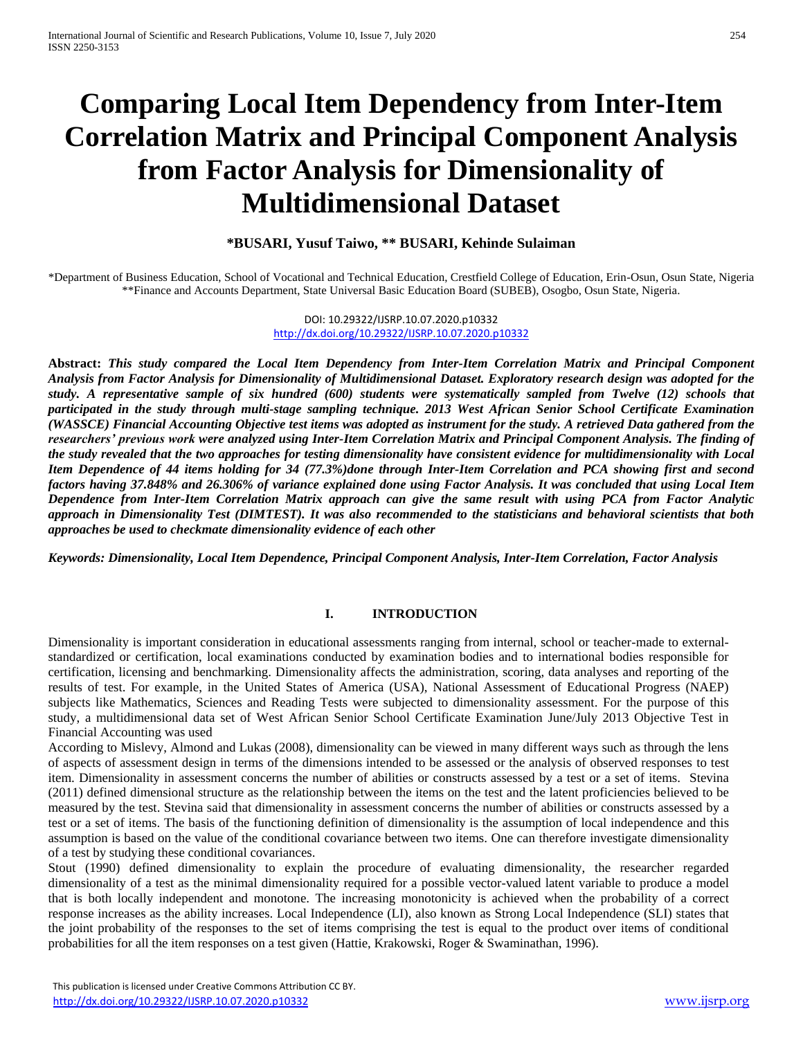# Comparing Local Item Dependency from Inter-Item Correlation Matrix and Principal Component Analysis from Factor Analysis for Dimensionality of Multidimensional Dataset

**\*BUSARI, Yusuf Taiwo, \*\* BUSARI, Kehinde Sulaiman**

\*Department of Business Education, School of Vocational and Technical Education, Crestfield College of Education, Erin-Osun, Osun State, Nigeria
\*\*Finance and Accounts Department, State Universal Basic Education Board (SUBEB), Osogbo, Osun State, Nigeria.

DOI: 10.29322/IJSRP.10.07.2020.p10332
http://dx.doi.org/10.29322/IJSRP.10.07.2020.p10332

**Abstract:** ***This study compared the Local Item Dependency from Inter-Item Correlation Matrix and Principal Component Analysis from Factor Analysis for Dimensionality of Multidimensional Dataset. Exploratory research design was adopted for the study. A representative sample of six hundred (600) students were systematically sampled from Twelve (12) schools that participated in the study through multi-stage sampling technique. 2013 West African Senior School Certificate Examination (WASSCE) Financial Accounting Objective test items was adopted as instrument for the study. A retrieved Data gathered from the researchers' previous work were analyzed using Inter-Item Correlation Matrix and Principal Component Analysis. The finding of the study revealed that the two approaches for testing dimensionality have consistent evidence for multidimensionality with Local Item Dependence of 44 items holding for 34 (77.3%)done through Inter-Item Correlation and PCA showing first and second factors having 37.848% and 26.306% of variance explained done using Factor Analysis. It was concluded that using Local Item Dependence from Inter-Item Correlation Matrix approach can give the same result with using PCA from Factor Analytic approach in Dimensionality Test (DIMTEST). It was also recommended to the statisticians and behavioral scientists that both approaches be used to checkmate dimensionality evidence of each other***

***Keywords: Dimensionality, Local Item Dependence, Principal Component Analysis, Inter-Item Correlation, Factor Analysis***

## I. INTRODUCTION

Dimensionality is important consideration in educational assessments ranging from internal, school or teacher-made to external-standardized or certification, local examinations conducted by examination bodies and to international bodies responsible for certification, licensing and benchmarking. Dimensionality affects the administration, scoring, data analyses and reporting of the results of test. For example, in the United States of America (USA), National Assessment of Educational Progress (NAEP) subjects like Mathematics, Sciences and Reading Tests were subjected to dimensionality assessment. For the purpose of this study, a multidimensional data set of West African Senior School Certificate Examination June/July 2013 Objective Test in Financial Accounting was used

According to Mislevy, Almond and Lukas (2008), dimensionality can be viewed in many different ways such as through the lens of aspects of assessment design in terms of the dimensions intended to be assessed or the analysis of observed responses to test item. Dimensionality in assessment concerns the number of abilities or constructs assessed by a test or a set of items. Stevina (2011) defined dimensional structure as the relationship between the items on the test and the latent proficiencies believed to be measured by the test. Stevina said that dimensionality in assessment concerns the number of abilities or constructs assessed by a test or a set of items. The basis of the functioning definition of dimensionality is the assumption of local independence and this assumption is based on the value of the conditional covariance between two items. One can therefore investigate dimensionality of a test by studying these conditional covariances.

Stout (1990) defined dimensionality to explain the procedure of evaluating dimensionality, the researcher regarded dimensionality of a test as the minimal dimensionality required for a possible vector-valued latent variable to produce a model that is both locally independent and monotone. The increasing monotonicity is achieved when the probability of a correct response increases as the ability increases. Local Independence (LI), also known as Strong Local Independence (SLI) states that the joint probability of the responses to the set of items comprising the test is equal to the product over items of conditional probabilities for all the item responses on a test given (Hattie, Krakowski, Roger & Swaminathan, 1996).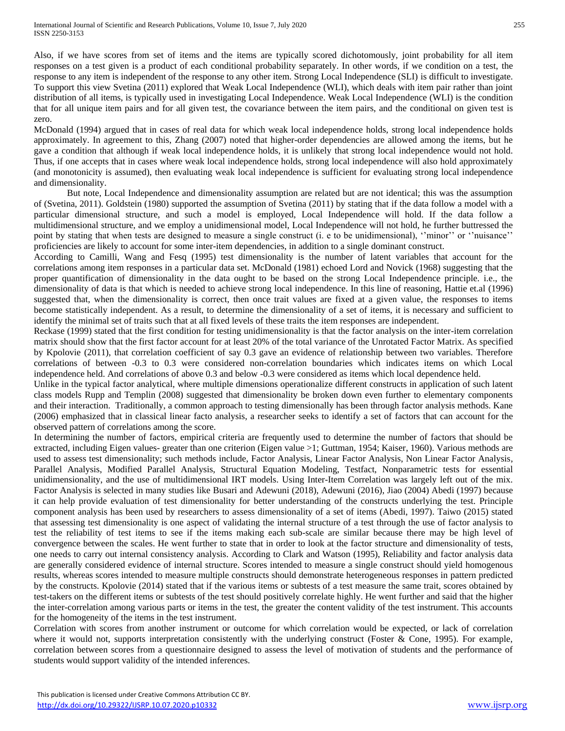Also, if we have scores from set of items and the items are typically scored dichotomously, joint probability for all item responses on a test given is a product of each conditional probability separately. In other words, if we condition on a test, the response to any item is independent of the response to any other item. Strong Local Independence (SLI) is difficult to investigate. To support this view Svetina (2011) explored that Weak Local Independence (WLI), which deals with item pair rather than joint distribution of all items, is typically used in investigating Local Independence. Weak Local Independence (WLI) is the condition that for all unique item pairs and for all given test, the covariance between the item pairs, and the conditional on given test is zero.

McDonald (1994) argued that in cases of real data for which weak local independence holds, strong local independence holds approximately. In agreement to this, Zhang (2007) noted that higher-order dependencies are allowed among the items, but he gave a condition that although if weak local independence holds, it is unlikely that strong local independence would not hold. Thus, if one accepts that in cases where weak local independence holds, strong local independence will also hold approximately (and monotonicity is assumed), then evaluating weak local independence is sufficient for evaluating strong local independence and dimensionality.

But note, Local Independence and dimensionality assumption are related but are not identical; this was the assumption of (Svetina, 2011). Goldstein (1980) supported the assumption of Svetina (2011) by stating that if the data follow a model with a particular dimensional structure, and such a model is employed, Local Independence will hold. If the data follow a multidimensional structure, and we employ a unidimensional model, Local Independence will not hold, he further buttressed the point by stating that when tests are designed to measure a single construct (i. e to be unidimensional), ''minor'' or ''nuisance'' proficiencies are likely to account for some inter-item dependencies, in addition to a single dominant construct.

According to Camilli, Wang and Fesq (1995) test dimensionality is the number of latent variables that account for the correlations among item responses in a particular data set. McDonald (1981) echoed Lord and Novick (1968) suggesting that the proper quantification of dimensionality in the data ought to be based on the strong Local Independence principle. i.e., the dimensionality of data is that which is needed to achieve strong local independence. In this line of reasoning, Hattie et.al (1996) suggested that, when the dimensionality is correct, then once trait values are fixed at a given value, the responses to items become statistically independent. As a result, to determine the dimensionality of a set of items, it is necessary and sufficient to identify the minimal set of traits such that at all fixed levels of these traits the item responses are independent.

Reckase (1999) stated that the first condition for testing unidimensionality is that the factor analysis on the inter-item correlation matrix should show that the first factor account for at least 20% of the total variance of the Unrotated Factor Matrix. As specified by Kpolovie (2011), that correlation coefficient of say 0.3 gave an evidence of relationship between two variables. Therefore correlations of between -0.3 to 0.3 were considered non-correlation boundaries which indicates items on which Local independence held. And correlations of above 0.3 and below -0.3 were considered as items which local dependence held.

Unlike in the typical factor analytical, where multiple dimensions operationalize different constructs in application of such latent class models Rupp and Templin (2008) suggested that dimensionality be broken down even further to elementary components and their interaction. Traditionally, a common approach to testing dimensionally has been through factor analysis methods. Kane (2006) emphasized that in classical linear facto analysis, a researcher seeks to identify a set of factors that can account for the observed pattern of correlations among the score.

In determining the number of factors, empirical criteria are frequently used to determine the number of factors that should be extracted, including Eigen values- greater than one criterion (Eigen value >1; Guttman, 1954; Kaiser, 1960). Various methods are used to assess test dimensionality; such methods include, Factor Analysis, Linear Factor Analysis, Non Linear Factor Analysis, Parallel Analysis, Modified Parallel Analysis, Structural Equation Modeling, Testfact, Nonparametric tests for essential unidimensionality, and the use of multidimensional IRT models. Using Inter-Item Correlation was largely left out of the mix. Factor Analysis is selected in many studies like Busari and Adewuni (2018), Adewuni (2016), Jiao (2004) Abedi (1997) because it can help provide evaluation of test dimensionality for better understanding of the constructs underlying the test. Principle component analysis has been used by researchers to assess dimensionality of a set of items (Abedi, 1997). Taiwo (2015) stated that assessing test dimensionality is one aspect of validating the internal structure of a test through the use of factor analysis to test the reliability of test items to see if the items making each sub-scale are similar because there may be high level of convergence between the scales. He went further to state that in order to look at the factor structure and dimensionality of tests, one needs to carry out internal consistency analysis. According to Clark and Watson (1995), Reliability and factor analysis data are generally considered evidence of internal structure. Scores intended to measure a single construct should yield homogenous results, whereas scores intended to measure multiple constructs should demonstrate heterogeneous responses in pattern predicted by the constructs. Kpolovie (2014) stated that if the various items or subtests of a test measure the same trait, scores obtained by test-takers on the different items or subtests of the test should positively correlate highly. He went further and said that the higher the inter-correlation among various parts or items in the test, the greater the content validity of the test instrument. This accounts for the homogeneity of the items in the test instrument.

Correlation with scores from another instrument or outcome for which correlation would be expected, or lack of correlation where it would not, supports interpretation consistently with the underlying construct (Foster & Cone, 1995). For example, correlation between scores from a questionnaire designed to assess the level of motivation of students and the performance of students would support validity of the intended inferences.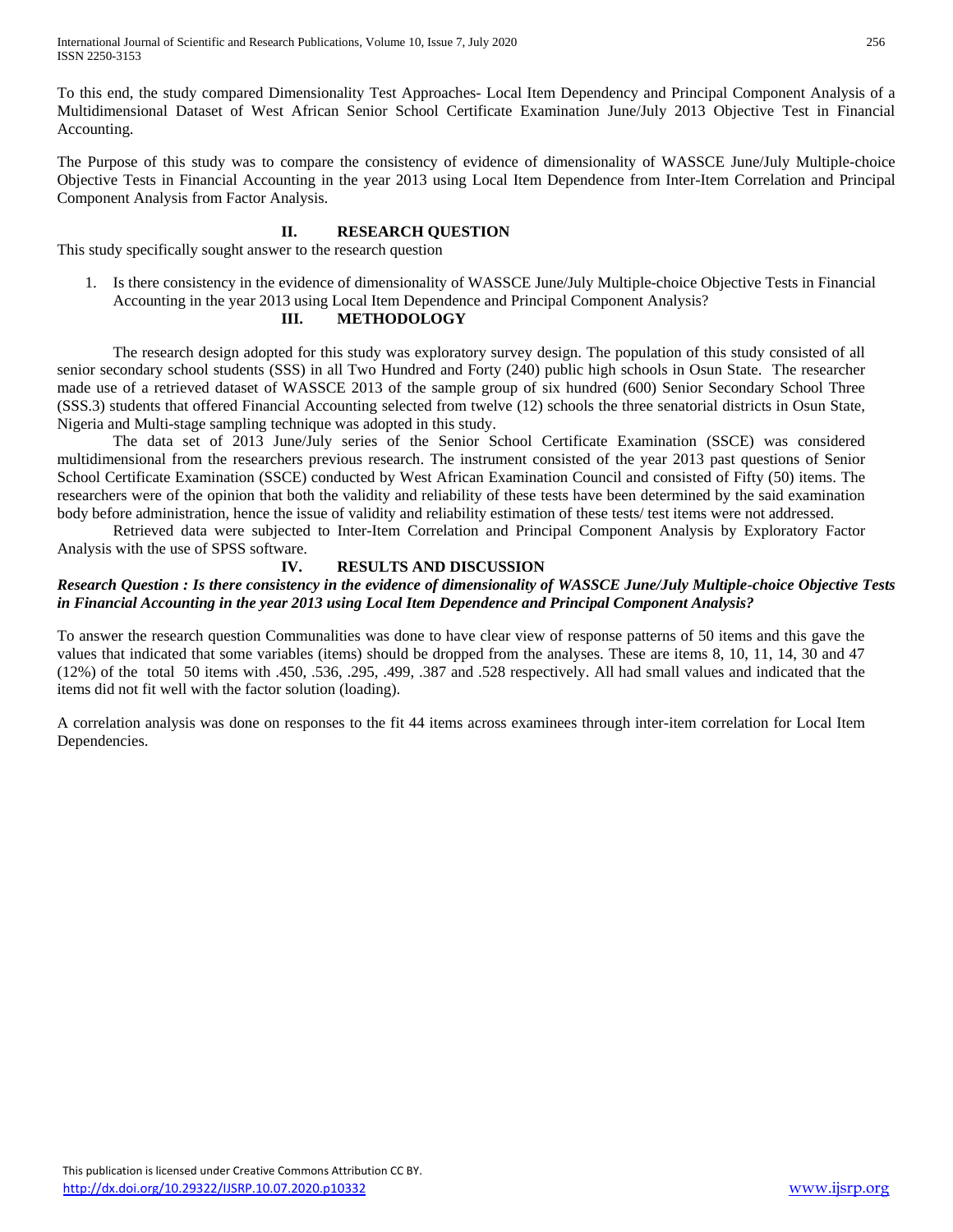To this end, the study compared Dimensionality Test Approaches- Local Item Dependency and Principal Component Analysis of a Multidimensional Dataset of West African Senior School Certificate Examination June/July 2013 Objective Test in Financial Accounting.

The Purpose of this study was to compare the consistency of evidence of dimensionality of WASSCE June/July Multiple-choice Objective Tests in Financial Accounting in the year 2013 using Local Item Dependence from Inter-Item Correlation and Principal Component Analysis from Factor Analysis.

## II. RESEARCH QUESTION

This study specifically sought answer to the research question

1. Is there consistency in the evidence of dimensionality of WASSCE June/July Multiple-choice Objective Tests in Financial Accounting in the year 2013 using Local Item Dependence and Principal Component Analysis?

## III. METHODOLOGY

The research design adopted for this study was exploratory survey design. The population of this study consisted of all senior secondary school students (SSS) in all Two Hundred and Forty (240) public high schools in Osun State. The researcher made use of a retrieved dataset of WASSCE 2013 of the sample group of six hundred (600) Senior Secondary School Three (SSS.3) students that offered Financial Accounting selected from twelve (12) schools the three senatorial districts in Osun State, Nigeria and Multi-stage sampling technique was adopted in this study.

The data set of 2013 June/July series of the Senior School Certificate Examination (SSCE) was considered multidimensional from the researchers previous research. The instrument consisted of the year 2013 past questions of Senior School Certificate Examination (SSCE) conducted by West African Examination Council and consisted of Fifty (50) items. The researchers were of the opinion that both the validity and reliability of these tests have been determined by the said examination body before administration, hence the issue of validity and reliability estimation of these tests/ test items were not addressed.

Retrieved data were subjected to Inter-Item Correlation and Principal Component Analysis by Exploratory Factor Analysis with the use of SPSS software.

## IV. RESULTS AND DISCUSSION

***Research Question : Is there consistency in the evidence of dimensionality of WASSCE June/July Multiple-choice Objective Tests in Financial Accounting in the year 2013 using Local Item Dependence and Principal Component Analysis?***

To answer the research question Communalities was done to have clear view of response patterns of 50 items and this gave the values that indicated that some variables (items) should be dropped from the analyses. These are items 8, 10, 11, 14, 30 and 47 (12%) of the total 50 items with .450, .536, .295, .499, .387 and .528 respectively. All had small values and indicated that the items did not fit well with the factor solution (loading).

A correlation analysis was done on responses to the fit 44 items across examinees through inter-item correlation for Local Item Dependencies.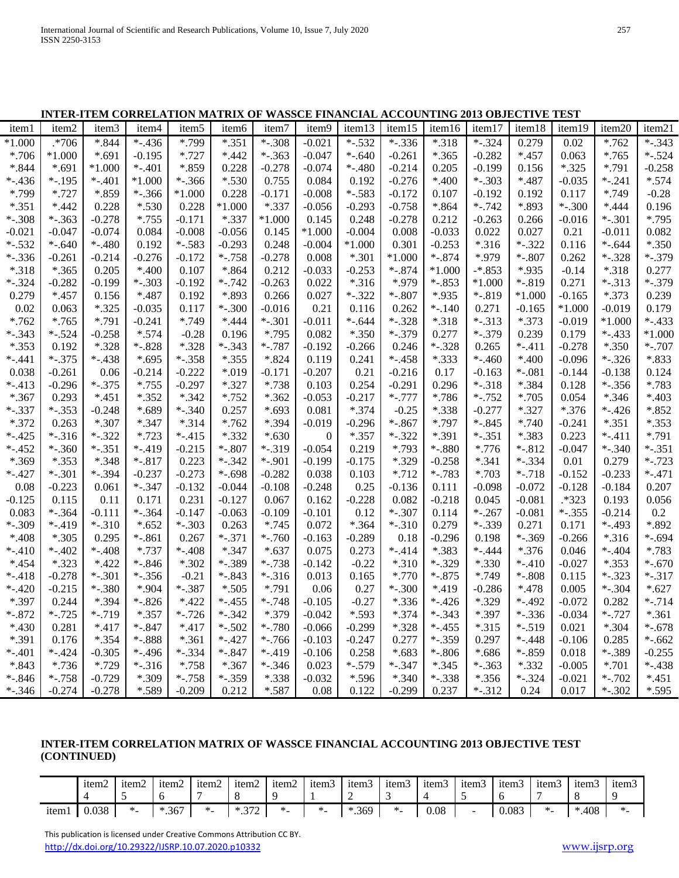**INTER-ITEM CORRELATION MATRIX OF WASSCE FINANCIAL ACCOUNTING 2013 OBJECTIVE TEST**

| item1 | item2 | item3 | item4 | item5 | item6 | item7 | item9 | item13 | item15 | item16 | item17 | item18 | item19 | item20 | item21 |
|---|---|---|---|---|---|---|---|---|---|---|---|---|---|---|---|
| *1.000 | .*706 | *.844 | *-.436 | *.799 | *.351 | *-.308 | -0.021 | *-.532 | *-.336 | *.318 | *-.324 | 0.279 | 0.02 | *.762 | *-.343 |
| *.706 | *1.000 | *.691 | -0.195 | *.727 | *.442 | *-.363 | -0.047 | *-.640 | -0.261 | *.365 | -0.282 | *.457 | 0.063 | *.765 | *-.524 |
| *.844 | *.691 | *1.000 | *-.401 | *.859 | 0.228 | -0.278 | -0.074 | *-.480 | -0.214 | 0.205 | -0.199 | 0.156 | *.325 | *.791 | -0.258 |
| *-.436 | *-.195 | *-.401 | *1.000 | *-.366 | *.530 | 0.755 | 0.084 | 0.192 | -0.276 | *.400 | *-.303 | *.487 | -0.035 | *-.241 | *.574 |
| *.799 | *.727 | *.859 | *-.366 | *1.000 | 0.228 | -0.171 | -0.008 | *-.583 | -0.172 | 0.107 | -0.192 | 0.192 | 0.117 | *.749 | -0.28 |
| *.351 | *.442 | 0.228 | *.530 | 0.228 | *1.000 | *.337 | -0.056 | -0.293 | -0.758 | *.864 | *-.742 | *.893 | *-.300 | *.444 | 0.196 |
| *-.308 | *-.363 | -0.278 | *.755 | -0.171 | *.337 | *1.000 | 0.145 | 0.248 | -0.278 | 0.212 | -0.263 | 0.266 | -0.016 | *-.301 | *.795 |
| -0.021 | -0.047 | -0.074 | 0.084 | -0.008 | -0.056 | 0.145 | *1.000 | -0.004 | 0.008 | -0.033 | 0.022 | 0.027 | 0.21 | -0.011 | 0.082 |
| *-.532 | *-.640 | *-.480 | 0.192 | *-.583 | -0.293 | 0.248 | -0.004 | *1.000 | 0.301 | -0.253 | *.316 | *-.322 | 0.116 | *-.644 | *.350 |
| *-.336 | -0.261 | -0.214 | -0.276 | -0.172 | *-.758 | -0.278 | 0.008 | *.301 | *1.000 | *-.874 | *.979 | *-.807 | 0.262 | *-.328 | *-.379 |
| *.318 | *.365 | 0.205 | *.400 | 0.107 | *.864 | 0.212 | -0.033 | -0.253 | *-.874 | *1.000 | -*.853 | *.935 | -0.14 | *.318 | 0.277 |
| *-.324 | -0.282 | -0.199 | *-.303 | -0.192 | *-.742 | -0.263 | 0.022 | *.316 | *.979 | *-.853 | *1.000 | *-.819 | 0.271 | *-.313 | *-.379 |
| 0.279 | *.457 | 0.156 | *.487 | 0.192 | *.893 | 0.266 | 0.027 | *-.322 | *-.807 | *.935 | *-.819 | *1.000 | -0.165 | *.373 | 0.239 |
| 0.02 | 0.063 | *.325 | -0.035 | 0.117 | *-.300 | -0.016 | 0.21 | 0.116 | 0.262 | *-.140 | 0.271 | -0.165 | *1.000 | -0.019 | 0.179 |
| *.762 | *.765 | *.791 | -0.241 | *.749 | *.444 | *-.301 | -0.011 | *-.644 | *-.328 | *.318 | *-.313 | *.373 | -0.019 | *1.000 | *-.433 |
| *-.343 | *-.524 | -0.258 | *.574 | -0.28 | 0.196 | *.795 | 0.082 | *.350 | *-.379 | 0.277 | *-.379 | 0.239 | 0.179 | *-.433 | *1.000 |
| *.353 | 0.192 | *.328 | *-.828 | *.328 | *-.343 | *-.787 | -0.192 | -0.266 | 0.246 | *-.328 | 0.265 | *-.411 | -0.278 | *.350 | *-.707 |
| *-.441 | *-.375 | *-.438 | *.695 | *-.358 | *.355 | *.824 | 0.119 | 0.241 | *-.458 | *.333 | *-.460 | *.400 | -0.096 | *-.326 | *.833 |
| 0.038 | -0.261 | 0.06 | -0.214 | -0.222 | *.019 | -0.171 | -0.207 | 0.21 | -0.216 | 0.17 | -0.163 | *-.081 | -0.144 | -0.138 | 0.124 |
| *-.413 | -0.296 | *-.375 | *.755 | -0.297 | *.327 | *.738 | 0.103 | 0.254 | -0.291 | 0.296 | *-.318 | *.384 | 0.128 | *-.356 | *.783 |
| *.367 | 0.293 | *.451 | *.352 | *.342 | *.752 | *.362 | -0.053 | -0.217 | *-.777 | *.786 | *-.752 | *.705 | 0.054 | *.346 | *.403 |
| *-.337 | *-.353 | -0.248 | *.689 | *-.340 | 0.257 | *.693 | 0.081 | *.374 | -0.25 | *.338 | -0.277 | *.327 | *.376 | *-.426 | *.852 |
| *.372 | 0.263 | *.307 | *.347 | *.314 | *.762 | *.394 | -0.019 | -0.296 | *-.867 | *.797 | *-.845 | *.740 | -0.241 | *.351 | *.353 |
| *-.425 | *-.316 | *-.322 | *.723 | *-.415 | *.332 | *.630 | 0 | *.357 | *-.322 | *.391 | *-.351 | *.383 | 0.223 | *-.411 | *.791 |
| *-.452 | *-.360 | *-.351 | *-.419 | -0.215 | *-.807 | *-.319 | -0.054 | 0.219 | *.793 | *-.880 | *.776 | *-.812 | -0.047 | *-.340 | *-.351 |
| *.369 | *.353 | *.348 | *-.817 | 0.223 | *-.342 | *-.901 | -0.199 | -0.175 | *.329 | -0.258 | *.341 | *-.334 | 0.01 | 0.279 | *-.723 |
| *-.427 | *-.301 | *-.394 | -0.237 | -0.273 | *-.698 | -0.282 | 0.038 | 0.103 | *.712 | *-.783 | *.703 | *-.718 | -0.152 | -0.233 | *-.471 |
| 0.08 | -0.223 | 0.061 | *-.347 | -0.132 | -0.044 | -0.108 | -0.248 | 0.25 | -0.136 | 0.111 | -0.098 | -0.072 | -0.128 | -0.184 | 0.207 |
| -0.125 | 0.115 | 0.11 | 0.171 | 0.231 | -0.127 | 0.067 | 0.162 | -0.228 | 0.082 | -0.218 | 0.045 | -0.081 | .*323 | 0.193 | 0.056 |
| 0.083 | *-.364 | -0.111 | *-.364 | -0.147 | -0.063 | -0.109 | -0.101 | 0.12 | *-.307 | 0.114 | *-.267 | -0.081 | *-.355 | -0.214 | 0.2 |
| *-.309 | *-.419 | *-.310 | *.652 | *-.303 | 0.263 | *.745 | 0.072 | *.364 | *-.310 | 0.279 | *-.339 | 0.271 | 0.171 | *-.493 | *.892 |
| *.408 | *.305 | 0.295 | *-.861 | 0.267 | *-.371 | *-.760 | -0.163 | -0.289 | 0.18 | -0.296 | 0.198 | *-.369 | -0.266 | *.316 | *-.694 |
| *-.410 | *-.402 | *-.408 | *.737 | *-.408 | *.347 | *.637 | 0.075 | 0.273 | *-.414 | *.383 | *-.444 | *.376 | 0.046 | *-.404 | *.783 |
| *.454 | *.323 | *.422 | *-.846 | *.302 | *-.389 | *-.738 | -0.142 | -0.22 | *.310 | *-.329 | *.330 | *-.410 | -0.027 | *.353 | *-.670 |
| *-.418 | -0.278 | *-.301 | *-.356 | -0.21 | *-.843 | *-.316 | 0.013 | 0.165 | *.770 | *-.875 | *.749 | *-.808 | 0.115 | *-.323 | *-.317 |
| *-.420 | -0.215 | *-.380 | *.904 | *-.387 | *.505 | *.791 | 0.06 | 0.27 | *-.300 | *.419 | -0.286 | *.478 | 0.005 | *-.304 | *.627 |
| *.397 | 0.244 | *.394 | *-.826 | *.422 | *-.455 | *-.748 | -0.105 | -0.27 | *.336 | *-.426 | *.329 | *-.492 | -0.072 | 0.282 | *-.714 |
| *-.872 | *-.725 | *-.719 | *.357 | *-.726 | *-.342 | *.379 | -0.042 | *.593 | *.374 | *-.343 | *.397 | *-.336 | -0.034 | *-.727 | *.361 |
| *.430 | 0.281 | *.417 | *-.847 | *.417 | *-.502 | *-.780 | -0.066 | -0.299 | *.328 | *-.455 | *.315 | *-.519 | 0.021 | *.304 | *-.678 |
| *.391 | 0.176 | *.354 | *-.888 | *.361 | *-.427 | *-.766 | -0.103 | -0.247 | 0.277 | *-.359 | 0.297 | *-.448 | -0.106 | 0.285 | *-.662 |
| *-.401 | *-.424 | -0.305 | *-.496 | *-.334 | *-.847 | *-.419 | -0.106 | 0.258 | *.683 | *-.806 | *.686 | *-.859 | 0.018 | *-.389 | -0.255 |
| *.843 | *.736 | *.729 | *-.316 | *.758 | *.367 | *-.346 | 0.023 | *-.579 | *-.347 | *.345 | *-.363 | *.332 | -0.005 | *.701 | *-.438 |
| *-.846 | *-.758 | -0.729 | *.309 | *-.758 | *-.359 | *.338 | -0.032 | *.596 | *.340 | *-.338 | *.356 | *-.324 | -0.021 | *-.702 | *.451 |
| *-.346 | -0.274 | -0.278 | *.589 | -0.209 | 0.212 | *.587 | 0.08 | 0.122 | -0.299 | 0.237 | *-.312 | 0.24 | 0.017 | *-.302 | *.595 |

**INTER-ITEM CORRELATION MATRIX OF WASSCE FINANCIAL ACCOUNTING 2013 OBJECTIVE TEST (CONTINUED)**

| | item24 | item25 | item26 | item27 | item28 | item29 | item31 | item32 | item33 | item34 | item35 | item36 | item37 | item38 | item39 |
|---|---|---|---|---|---|---|---|---|---|---|---|---|---|---|---|
| item1 | 0.038 | *- | *.367 | *- | *.372 | *- | *- | *.369 | *- | 0.08 | - | 0.083 | *- | *.408 | *- |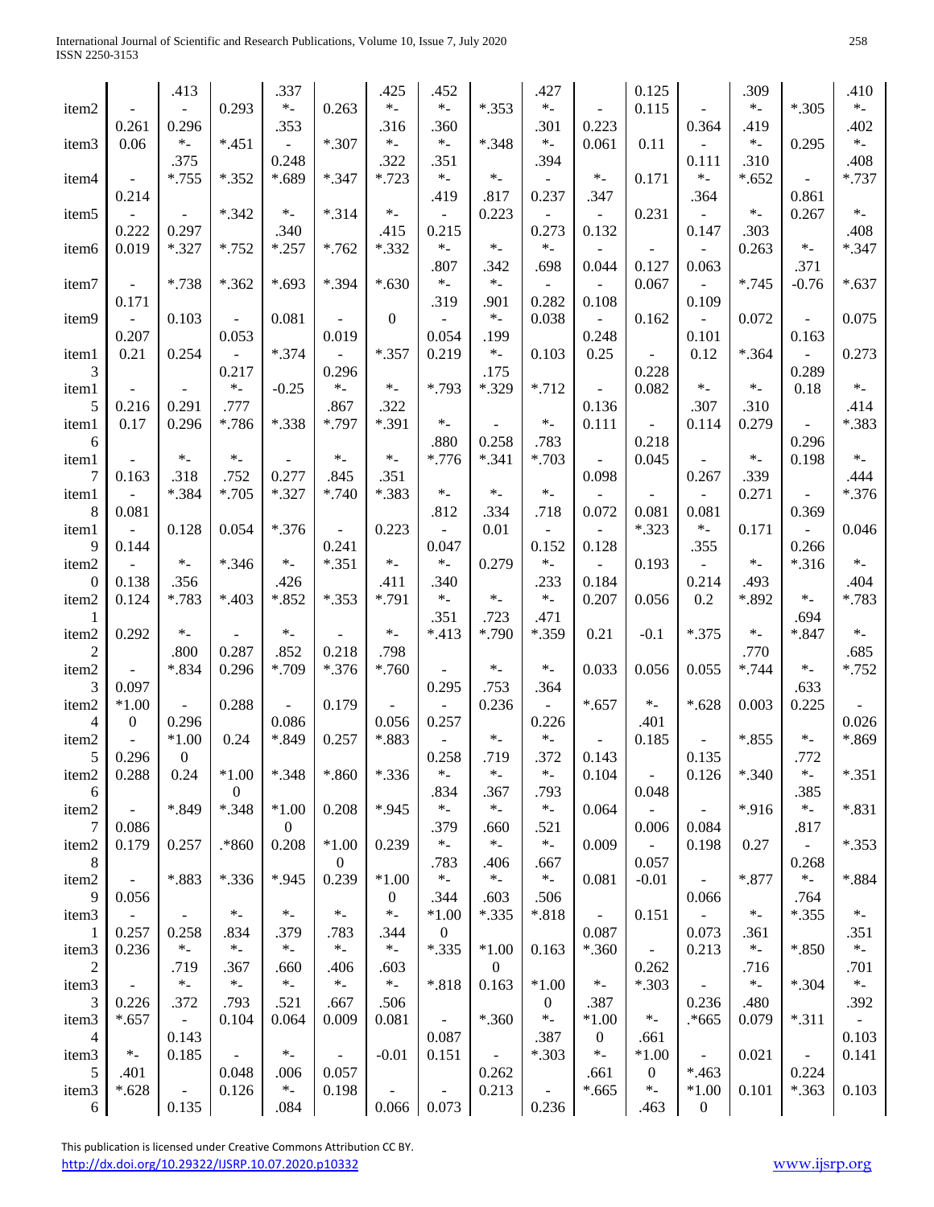| | | | | | | | | | | | | | | | |
|---|---|---|---|---|---|---|---|---|---|---|---|---|---|---|---|
| | | .413 | | .337 | | .425 | .452 | | .427 | | 0.125 | | .309 | | .410 |
| item2 | -0.261 | -0.296 | 0.293 | *-.353 | 0.263 | *-.316 | *-.360 | *.353 | *-.301 | -0.223 | 0.115 | -0.364 | *-.419 | *.305 | *-.402 |
| item3 | 0.06 | *-.375 | *.451 | -0.248 | *.307 | *-.322 | *-.351 | *.348 | *-.394 | 0.061 | 0.11 | -0.111 | *-.310 | 0.295 | *-.408 |
| item4 | -0.214 | *.755 | *.352 | *.689 | *.347 | *.723 | *-.419 | *-.817 | -0.237 | *-.347 | 0.171 | *-.364 | *.652 | -0.861 | *.737 |
| item5 | -0.222 | -0.297 | *.342 | *-.340 | *.314 | *-.415 | -0.215 | 0.223 | -0.273 | -0.132 | 0.231 | -0.147 | *-.303 | 0.267 | *-.408 |
| item6 | 0.019 | *.327 | *.752 | *.257 | *.762 | *.332 | *-.807 | *-.342 | *-.698 | -0.044 | -0.127 | -0.063 | 0.263 | *-.371 | *.347 |
| item7 | -0.171 | *.738 | *.362 | *.693 | *.394 | *.630 | *-.319 | *-.901 | -0.282 | -0.108 | 0.067 | -0.109 | *.745 | -0.76 | *.637 |
| item9 | -0.207 | 0.103 | -0.053 | 0.081 | -0.019 | 0 | -0.054 | *-.199 | 0.038 | -0.248 | 0.162 | -0.101 | 0.072 | -0.163 | 0.075 |
| item13 | 0.21 | 0.254 | -0.217 | *.374 | -0.296 | *.357 | 0.219 | *-.175 | 0.103 | 0.25 | -0.228 | 0.12 | *.364 | -0.289 | 0.273 |
| item15 | -0.216 | -0.291 | *-.777 | -0.25 | *-.867 | *-.322 | *.793 | *.329 | *.712 | -0.136 | 0.082 | *-.307 | *-.310 | 0.18 | *-.414 |
| item16 | 0.17 | 0.296 | *.786 | *.338 | *.797 | *.391 | *-.880 | -0.258 | *-.783 | 0.111 | -0.218 | 0.114 | 0.279 | -0.296 | *.383 |
| item17 | -0.163 | *-.318 | *-.752 | -0.277 | *-.845 | *-.351 | *.776 | *.341 | *.703 | -0.098 | 0.045 | -0.267 | *-.339 | 0.198 | *-.444 |
| item18 | -0.081 | *.384 | *.705 | *.327 | *.740 | *.383 | *-.812 | *-.334 | *-.718 | -0.072 | -0.081 | -0.081 | 0.271 | -0.369 | *.376 |
| item19 | -0.144 | 0.128 | 0.054 | *.376 | -0.241 | 0.223 | -0.047 | 0.01 | -0.152 | -0.128 | *.323 | *-.355 | 0.171 | -0.266 | 0.046 |
| item20 | -0.138 | *-.356 | *.346 | *-.426 | *.351 | *-.411 | *-.340 | 0.279 | *-.233 | -0.184 | 0.193 | -0.214 | *-.493 | *.316 | *-.404 |
| item21 | 0.124 | *.783 | *.403 | *.852 | *.353 | *.791 | *-.351 | *-.723 | *-.471 | 0.207 | 0.056 | 0.2 | *.892 | *-.694 | *.783 |
| item22 | 0.292 | *-.800 | -0.287 | *-.852 | -0.218 | *-.798 | *.413 | *.790 | *.359 | 0.21 | -0.1 | *.375 | *-.770 | *.847 | *-.685 |
| item23 | -0.097 | *.834 | 0.296 | *.709 | *.376 | *.760 | -0.295 | *-.753 | *-.364 | 0.033 | 0.056 | 0.055 | *.744 | *-.633 | *.752 |
| item24 | *1.000 | -0.296 | 0.288 | -0.086 | 0.179 | -0.056 | -0.257 | 0.236 | -0.226 | *.657 | *-.401 | *.628 | 0.003 | 0.225 | -0.026 |
| item25 | -0.296 | *1.000 | 0.24 | *.849 | 0.257 | *.883 | -0.258 | *-.719 | *-.372 | -0.143 | 0.185 | -0.135 | *.855 | *-.772 | *.869 |
| item26 | 0.288 | 0.24 | *1.000 | *.348 | *.860 | *.336 | *-.834 | *-.367 | *-.793 | 0.104 | -0.048 | 0.126 | *.340 | *-.385 | *.351 |
| item27 | -0.086 | *.849 | *.348 | *1.000 | 0.208 | *.945 | *-.379 | *-.660 | *-.521 | 0.064 | -0.006 | -0.084 | *.916 | *-.817 | *.831 |
| item28 | 0.179 | 0.257 | .*860 | 0.208 | *1.000 | 0.239 | *-.783 | *-.406 | *-.667 | 0.009 | -0.057 | 0.198 | 0.27 | -0.268 | *.353 |
| item29 | -0.056 | *.883 | *.336 | *.945 | 0.239 | *1.000 | *-.344 | *-.603 | *-.506 | 0.081 | -0.01 | -0.066 | *.877 | *-.764 | *.884 |
| item31 | -0.257 | -0.258 | *-.834 | *-.379 | *-.783 | *-.344 | *1.000 | *.335 | *.818 | -0.087 | 0.151 | -0.073 | *-.361 | *.355 | *-.351 |
| item32 | 0.236 | *-.719 | *-.367 | *-.660 | *-.406 | *-.603 | *.335 | *1.000 | 0.163 | *.360 | -0.262 | 0.213 | *-.716 | *.850 | *-.701 |
| item33 | -0.226 | *-.372 | *-.793 | *-.521 | *-.667 | *-.506 | *.818 | 0.163 | *1.000 | *-.387 | *.303 | -0.236 | *-.480 | *.304 | *-.392 |
| item34 | *.657 | -0.143 | 0.104 | 0.064 | 0.009 | 0.081 | -0.087 | *.360 | *-.387 | *1.000 | *-.661 | .*665 | 0.079 | *.311 | -0.103 |
| item35 | *-.401 | 0.185 | -0.048 | *-.006 | -0.057 | -0.01 | 0.151 | -0.262 | *.303 | *-.661 | *1.000 | -*.463 | 0.021 | -0.224 | 0.141 |
| item36 | *.628 | -0.135 | 0.126 | *-.084 | 0.198 | -0.066 | -0.073 | 0.213 | -0.236 | *.665 | *-.463 | *1.000 | 0.101 | *.363 | 0.103 |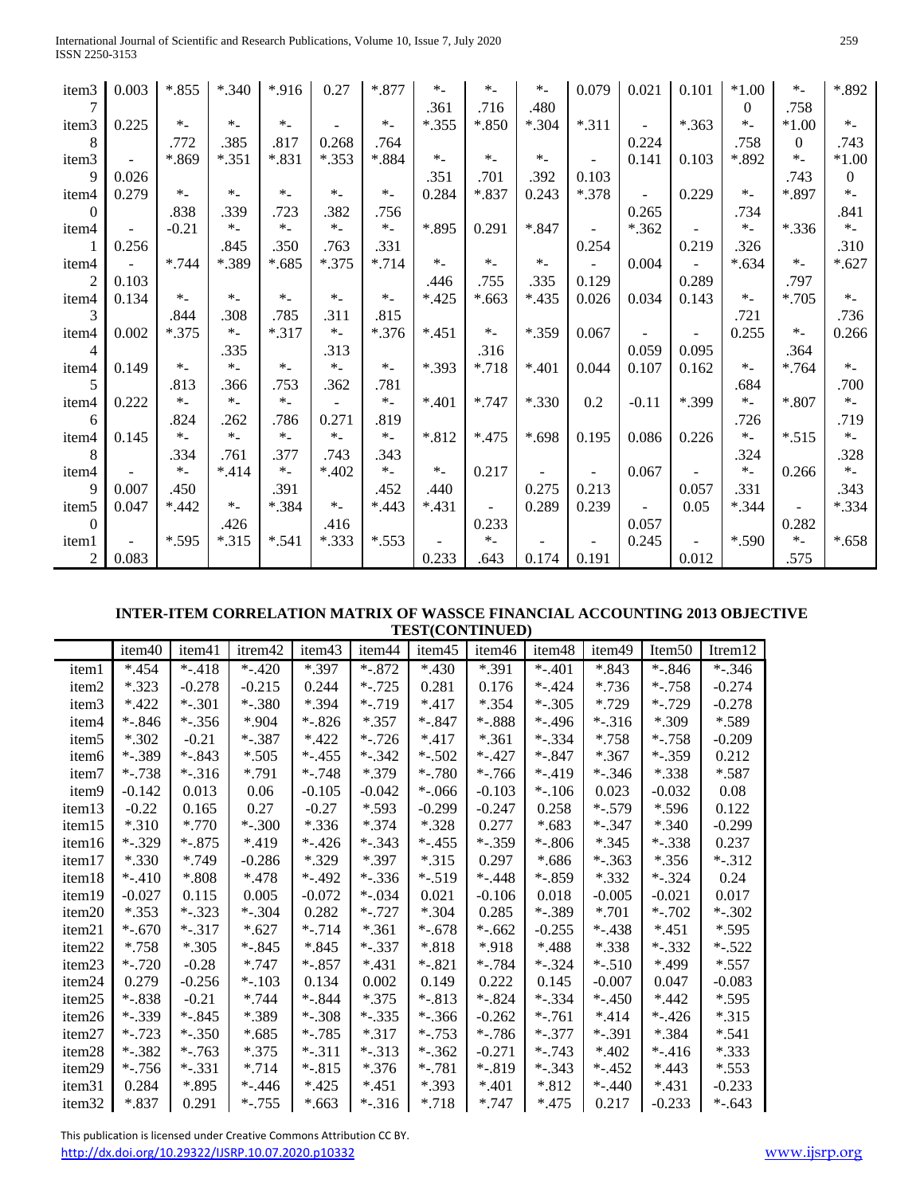| | | | | | | | | | | | | | | |
|---|---|---|---|---|---|---|---|---|---|---|---|---|---|---|
| item37 | 0.003 | *.855 | *.340 | *.916 | 0.27 | *.877 | *-.361 | *-.716 | *-.480 | 0.079 | 0.021 | 0.101 | *1.000 | *-.758 | *.892 |
| item38 | 0.225 | *-.772 | *-.385 | *-.817 | -0.268 | *-.764 | *.355 | *.850 | *.304 | *.311 | -0.224 | *.363 | *-.758 | *1.000 | *-.743 |
| item39 | -0.026 | *.869 | *.351 | *.831 | *.353 | *.884 | *-.351 | *-.701 | *-.392 | -0.103 | 0.141 | 0.103 | *.892 | *-.743 | *1.000 |
| item40 | 0.279 | *-.838 | *-.339 | *-.723 | *-.382 | *-.756 | 0.284 | *.837 | 0.243 | *.378 | -0.265 | 0.229 | *-.734 | *.897 | *-.841 |
| item41 | -0.256 | -0.21 | *-.845 | *-.350 | *-.763 | *-.331 | *.895 | 0.291 | *.847 | -0.254 | *.362 | -0.219 | *-.326 | *.336 | *-.310 |
| item42 | -0.103 | *.744 | *.389 | *.685 | *.375 | *.714 | *-.446 | *-.755 | *-.335 | -0.129 | 0.004 | -0.289 | *.634 | *-.797 | *.627 |
| item43 | 0.134 | *-.844 | *-.308 | *-.785 | *-.311 | *-.815 | *.425 | *.663 | *.435 | 0.026 | 0.034 | 0.143 | *-.721 | *.705 | *-.736 |
| item44 | 0.002 | *.375 | *-.335 | *.317 | *-.313 | *.376 | *.451 | *-.316 | *.359 | 0.067 | -0.059 | -0.095 | 0.255 | *-.364 | 0.266 |
| item45 | 0.149 | *-.813 | *-.366 | *-.753 | *-.362 | *-.781 | *.393 | *.718 | *.401 | 0.044 | 0.107 | 0.162 | *-.684 | *.764 | *-.700 |
| item46 | 0.222 | *-.824 | *-.262 | *-.786 | -0.271 | *-.819 | *.401 | *.747 | *.330 | 0.2 | -0.11 | *.399 | *-.726 | *.807 | *-.719 |
| item48 | 0.145 | *-.334 | *-.761 | *-.377 | *-.743 | *-.343 | *.812 | *.475 | *.698 | 0.195 | 0.086 | 0.226 | *-.324 | *.515 | *-.328 |
| item49 | -0.007 | *-.450 | *.414 | *-.391 | *.402 | *-.452 | *-.440 | 0.217 | -0.275 | -0.213 | 0.067 | -0.057 | *-.331 | 0.266 | *-.343 |
| item50 | 0.047 | *.442 | *-.426 | *.384 | *-.416 | *.443 | *.431 | -0.233 | 0.289 | 0.239 | -0.057 | 0.05 | *.344 | -0.282 | *.334 |
| item12 | -0.083 | *.595 | *.315 | *.541 | *.333 | *.553 | -0.233 | *-.643 | -0.174 | -0.191 | 0.245 | -0.012 | *.590 | *-.575 | *.658 |

**INTER-ITEM CORRELATION MATRIX OF WASSCE FINANCIAL ACCOUNTING 2013 OBJECTIVE TEST(CONTINUED)**

| | item40 | item41 | itrem42 | item43 | item44 | item45 | item46 | item48 | item49 | Item50 | Itrem12 |
|---|---|---|---|---|---|---|---|---|---|---|---|
| item1 | *.454 | *-.418 | *-.420 | *.397 | *-.872 | *.430 | *.391 | *-.401 | *.843 | *-.846 | *-.346 |
| item2 | *.323 | -0.278 | -0.215 | 0.244 | *-.725 | 0.281 | 0.176 | *-.424 | *.736 | *-.758 | -0.274 |
| item3 | *.422 | *-.301 | *-.380 | *.394 | *-.719 | *.417 | *.354 | *-.305 | *.729 | *-.729 | -0.278 |
| item4 | *-.846 | *-.356 | *.904 | *-.826 | *.357 | *-.847 | *-.888 | *-.496 | *-.316 | *.309 | *.589 |
| item5 | *.302 | -0.21 | *-.387 | *.422 | *-.726 | *.417 | *.361 | *-.334 | *.758 | *-.758 | -0.209 |
| item6 | *-.389 | *-.843 | *.505 | *-.455 | *-.342 | *-.502 | *-.427 | *-.847 | *.367 | *-.359 | 0.212 |
| item7 | *-.738 | *-.316 | *.791 | *-.748 | *.379 | *-.780 | *-.766 | *-.419 | *-.346 | *.338 | *.587 |
| item9 | -0.142 | 0.013 | 0.06 | -0.105 | -0.042 | *-.066 | -0.103 | *-.106 | 0.023 | -0.032 | 0.08 |
| item13 | -0.22 | 0.165 | 0.27 | -0.27 | *.593 | -0.299 | -0.247 | 0.258 | *-.579 | *.596 | 0.122 |
| item15 | *.310 | *.770 | *-.300 | *.336 | *.374 | *.328 | 0.277 | *.683 | *-.347 | *.340 | -0.299 |
| item16 | *-.329 | *-.875 | *.419 | *-.426 | *-.343 | *-.455 | *-.359 | *-.806 | *.345 | *-.338 | 0.237 |
| item17 | *.330 | *.749 | -0.286 | *.329 | *.397 | *.315 | 0.297 | *.686 | *-.363 | *.356 | *-.312 |
| item18 | *-.410 | *.808 | *.478 | *-.492 | *-.336 | *-.519 | *-.448 | *-.859 | *.332 | *-.324 | 0.24 |
| item19 | -0.027 | 0.115 | 0.005 | -0.072 | *-.034 | 0.021 | -0.106 | 0.018 | -0.005 | -0.021 | 0.017 |
| item20 | *.353 | *-.323 | *-.304 | 0.282 | *-.727 | *.304 | 0.285 | *-.389 | *.701 | *-.702 | *-.302 |
| item21 | *-.670 | *-.317 | *.627 | *-.714 | *.361 | *-.678 | *-.662 | -0.255 | *-.438 | *.451 | *.595 |
| item22 | *.758 | *.305 | *-.845 | *.845 | *-.337 | *.818 | *.918 | *.488 | *.338 | *-.332 | *-.522 |
| item23 | *-.720 | -0.28 | *.747 | *-.857 | *.431 | *-.821 | *-.784 | *-.324 | *-.510 | *.499 | *.557 |
| item24 | 0.279 | -0.256 | *-.103 | 0.134 | 0.002 | 0.149 | 0.222 | 0.145 | -0.007 | 0.047 | -0.083 |
| item25 | *-.838 | -0.21 | *.744 | *-.844 | *.375 | *-.813 | *-.824 | *-.334 | *-.450 | *.442 | *.595 |
| item26 | *-.339 | *-.845 | *.389 | *-.308 | *-.335 | *-.366 | -0.262 | *-.761 | *.414 | *-.426 | *.315 |
| item27 | *-.723 | *-.350 | *.685 | *-.785 | *.317 | *-.753 | *-.786 | *-.377 | *-.391 | *.384 | *.541 |
| item28 | *-.382 | *-.763 | *.375 | *-.311 | *-.313 | *-.362 | -0.271 | *-.743 | *.402 | *-.416 | *.333 |
| item29 | *-.756 | *-.331 | *.714 | *-.815 | *.376 | *-.781 | *-.819 | *-.343 | *-.452 | *.443 | *.553 |
| item31 | 0.284 | *.895 | *-.446 | *.425 | *.451 | *.393 | *.401 | *.812 | *-.440 | *.431 | -0.233 |
| item32 | *.837 | 0.291 | *-.755 | *.663 | *-.316 | *.718 | *.747 | *.475 | 0.217 | -0.233 | *-.643 |

This publication is licensed under Creative Commons Attribution CC BY.
http://dx.doi.org/10.29322/IJSRP.10.07.2020.p10332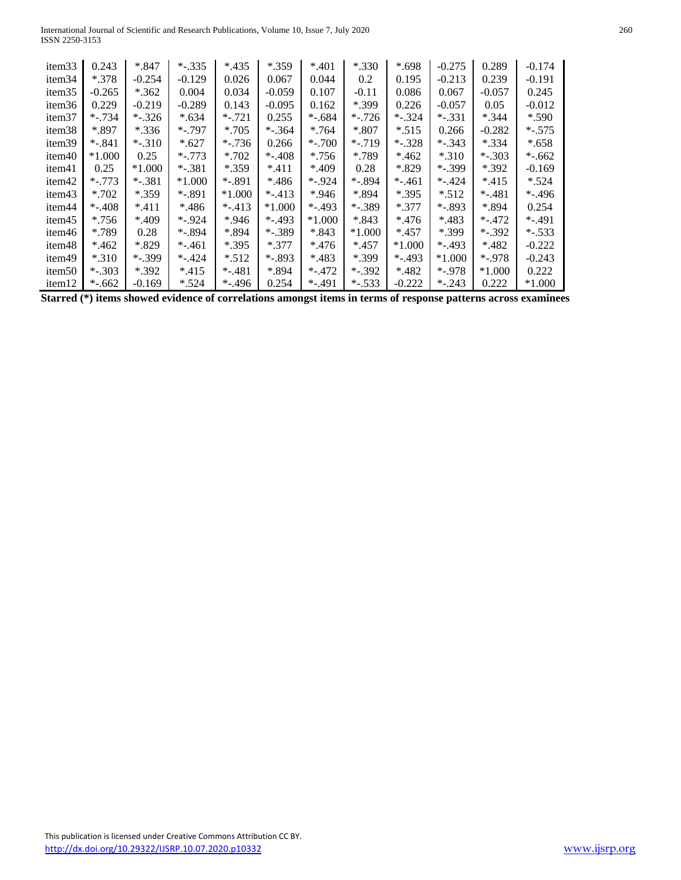| item33 | 0.243 | *.847 | *-.335 | *.435 | *.359 | *.401 | *.330 | *.698 | -0.275 | 0.289 | -0.174 |
|---|---|---|---|---|---|---|---|---|---|---|---|
| item34 | *.378 | -0.254 | -0.129 | 0.026 | 0.067 | 0.044 | 0.2 | 0.195 | -0.213 | 0.239 | -0.191 |
| item35 | -0.265 | *.362 | 0.004 | 0.034 | -0.059 | 0.107 | -0.11 | 0.086 | 0.067 | -0.057 | 0.245 |
| item36 | 0.229 | -0.219 | -0.289 | 0.143 | -0.095 | 0.162 | *.399 | 0.226 | -0.057 | 0.05 | -0.012 |
| item37 | *-.734 | *-.326 | *.634 | *-.721 | 0.255 | *-.684 | *-.726 | *-.324 | *-.331 | *.344 | *.590 |
| item38 | *.897 | *.336 | *-.797 | *.705 | *-.364 | *.764 | *.807 | *.515 | 0.266 | -0.282 | *-.575 |
| item39 | *-.841 | *-.310 | *.627 | *-.736 | 0.266 | *-.700 | *-.719 | *-.328 | *-.343 | *.334 | *.658 |
| item40 | *1.000 | 0.25 | *-.773 | *.702 | *-.408 | *.756 | *.789 | *.462 | *.310 | *-.303 | *-.662 |
| item41 | 0.25 | *1.000 | *-.381 | *.359 | *.411 | *.409 | 0.28 | *.829 | *-.399 | *.392 | -0.169 |
| item42 | *-.773 | *-.381 | *1.000 | *-.891 | *.486 | *-.924 | *-.894 | *-.461 | *-.424 | *.415 | *.524 |
| item43 | *.702 | *.359 | *-.891 | *1.000 | *-.413 | *.946 | *.894 | *.395 | *.512 | *-.481 | *-.496 |
| item44 | *-.408 | *.411 | *.486 | *-.413 | *1.000 | *-.493 | *-.389 | *.377 | *-.893 | *.894 | 0.254 |
| item45 | *.756 | *.409 | *-.924 | *.946 | *-.493 | *1.000 | *.843 | *.476 | *.483 | *-.472 | *-.491 |
| item46 | *.789 | 0.28 | *-.894 | *.894 | *-.389 | *.843 | *1.000 | *.457 | *.399 | *-.392 | *-.533 |
| item48 | *.462 | *.829 | *-.461 | *.395 | *.377 | *.476 | *.457 | *1.000 | *-.493 | *.482 | -0.222 |
| item49 | *.310 | *-.399 | *-.424 | *.512 | *-.893 | *.483 | *.399 | *-.493 | *1.000 | *-.978 | -0.243 |
| item50 | *-.303 | *.392 | *.415 | *-.481 | *.894 | *-.472 | *-.392 | *.482 | *-.978 | *1.000 | 0.222 |
| item12 | *-.662 | -0.169 | *.524 | *-.496 | 0.254 | *-.491 | *-.533 | -0.222 | *-.243 | 0.222 | *1.000 |

**Starred (*) items showed evidence of correlations amongst items in terms of response patterns across examinees**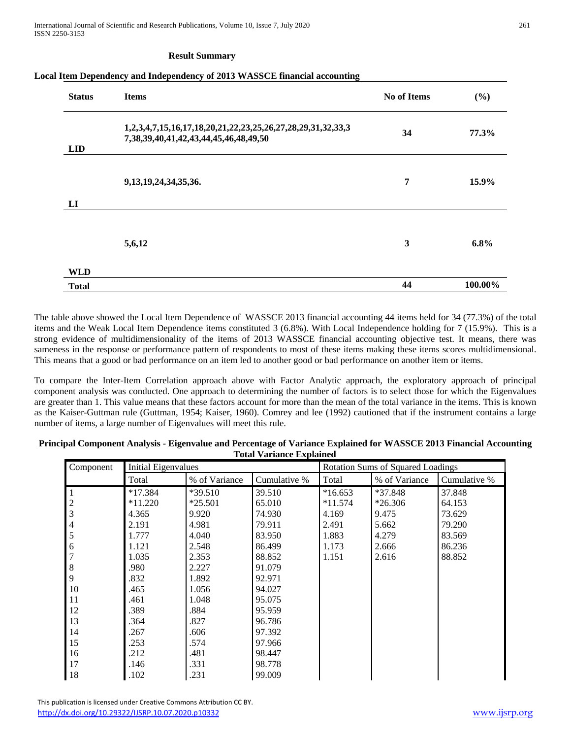**Result Summary**

**Local Item Dependency and Independency of 2013 WASSCE financial accounting**

| Status | Items | No of Items | (%) |
|---|---|---|---|
| LID | 1,2,3,4,7,15,16,17,18,20,21,22,23,25,26,27,28,29,31,32,33,37,38,39,40,41,42,43,44,45,46,48,49,50 | 34 | 77.3% |
| LI | 9,13,19,24,34,35,36. | 7 | 15.9% |
| WLD | 5,6,12 | 3 | 6.8% |
| Total | | 44 | 100.00% |

The table above showed the Local Item Dependence of WASSCE 2013 financial accounting 44 items held for 34 (77.3%) of the total items and the Weak Local Item Dependence items constituted 3 (6.8%). With Local Independence holding for 7 (15.9%). This is a strong evidence of multidimensionality of the items of 2013 WASSCE financial accounting objective test. It means, there was sameness in the response or performance pattern of respondents to most of these items making these items scores multidimensional. This means that a good or bad performance on an item led to another good or bad performance on another item or items.

To compare the Inter-Item Correlation approach above with Factor Analytic approach, the exploratory approach of principal component analysis was conducted. One approach to determining the number of factors is to select those for which the Eigenvalues are greater than 1. This value means that these factors account for more than the mean of the total variance in the items. This is known as the Kaiser-Guttman rule (Guttman, 1954; Kaiser, 1960). Comrey and lee (1992) cautioned that if the instrument contains a large number of items, a large number of Eigenvalues will meet this rule.

**Principal Component Analysis - Eigenvalue and Percentage of Variance Explained for WASSCE 2013 Financial Accounting Total Variance Explained**

| Component | Initial Eigenvalues | | | Rotation Sums of Squared Loadings | | |
|---|---|---|---|---|---|---|
| | Total | % of Variance | Cumulative % | Total | % of Variance | Cumulative % |
| 1 | *17.384 | *39.510 | 39.510 | *16.653 | *37.848 | 37.848 |
| 2 | *11.220 | *25.501 | 65.010 | *11.574 | *26.306 | 64.153 |
| 3 | 4.365 | 9.920 | 74.930 | 4.169 | 9.475 | 73.629 |
| 4 | 2.191 | 4.981 | 79.911 | 2.491 | 5.662 | 79.290 |
| 5 | 1.777 | 4.040 | 83.950 | 1.883 | 4.279 | 83.569 |
| 6 | 1.121 | 2.548 | 86.499 | 1.173 | 2.666 | 86.236 |
| 7 | 1.035 | 2.353 | 88.852 | 1.151 | 2.616 | 88.852 |
| 8 | .980 | 2.227 | 91.079 | | | |
| 9 | .832 | 1.892 | 92.971 | | | |
| 10 | .465 | 1.056 | 94.027 | | | |
| 11 | .461 | 1.048 | 95.075 | | | |
| 12 | .389 | .884 | 95.959 | | | |
| 13 | .364 | .827 | 96.786 | | | |
| 14 | .267 | .606 | 97.392 | | | |
| 15 | .253 | .574 | 97.966 | | | |
| 16 | .212 | .481 | 98.447 | | | |
| 17 | .146 | .331 | 98.778 | | | |
| 18 | .102 | .231 | 99.009 | | | |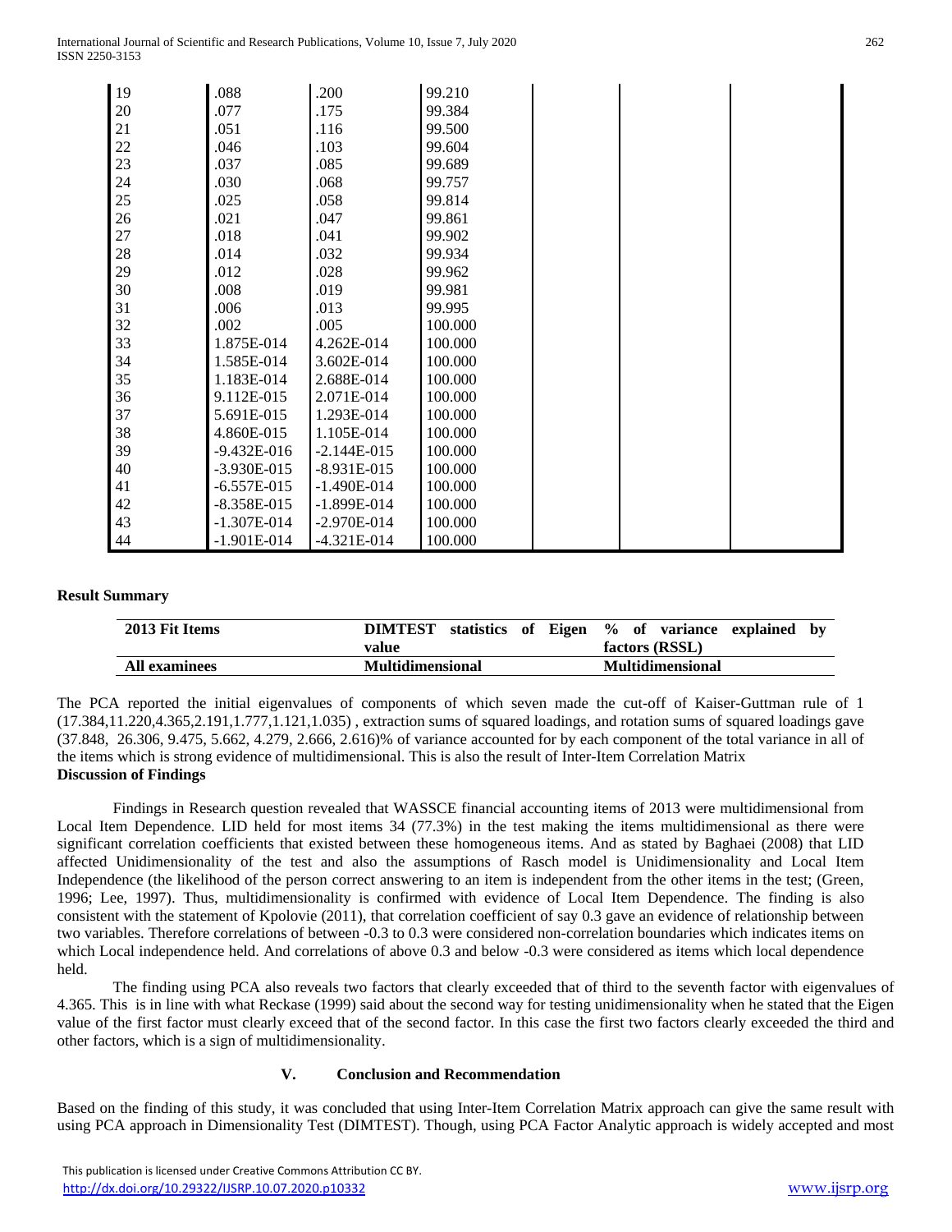| 19 | .088 | .200 | 99.210 | | | |
|---|---|---|---|---|---|---|
| 20 | .077 | .175 | 99.384 | | | |
| 21 | .051 | .116 | 99.500 | | | |
| 22 | .046 | .103 | 99.604 | | | |
| 23 | .037 | .085 | 99.689 | | | |
| 24 | .030 | .068 | 99.757 | | | |
| 25 | .025 | .058 | 99.814 | | | |
| 26 | .021 | .047 | 99.861 | | | |
| 27 | .018 | .041 | 99.902 | | | |
| 28 | .014 | .032 | 99.934 | | | |
| 29 | .012 | .028 | 99.962 | | | |
| 30 | .008 | .019 | 99.981 | | | |
| 31 | .006 | .013 | 99.995 | | | |
| 32 | .002 | .005 | 100.000 | | | |
| 33 | 1.875E-014 | 4.262E-014 | 100.000 | | | |
| 34 | 1.585E-014 | 3.602E-014 | 100.000 | | | |
| 35 | 1.183E-014 | 2.688E-014 | 100.000 | | | |
| 36 | 9.112E-015 | 2.071E-014 | 100.000 | | | |
| 37 | 5.691E-015 | 1.293E-014 | 100.000 | | | |
| 38 | 4.860E-015 | 1.105E-014 | 100.000 | | | |
| 39 | -9.432E-016 | -2.144E-015 | 100.000 | | | |
| 40 | -3.930E-015 | -8.931E-015 | 100.000 | | | |
| 41 | -6.557E-015 | -1.490E-014 | 100.000 | | | |
| 42 | -8.358E-015 | -1.899E-014 | 100.000 | | | |
| 43 | -1.307E-014 | -2.970E-014 | 100.000 | | | |
| 44 | -1.901E-014 | -4.321E-014 | 100.000 | | | |

**Result Summary**

| 2013 Fit Items | DIMTEST statistics of Eigen value | % of variance explained by factors (RSSL) |
|---|---|---|
| **All examinees** | **Multidimensional** | **Multidimensional** |

The PCA reported the initial eigenvalues of components of which seven made the cut-off of Kaiser-Guttman rule of 1 (17.384,11.220,4.365,2.191,1.777,1.121,1.035) , extraction sums of squared loadings, and rotation sums of squared loadings gave (37.848, 26.306, 9.475, 5.662, 4.279, 2.666, 2.616)% of variance accounted for by each component of the total variance in all of the items which is strong evidence of multidimensional. This is also the result of Inter-Item Correlation Matrix

**Discussion of Findings**

Findings in Research question revealed that WASSCE financial accounting items of 2013 were multidimensional from Local Item Dependence. LID held for most items 34 (77.3%) in the test making the items multidimensional as there were significant correlation coefficients that existed between these homogeneous items. And as stated by Baghaei (2008) that LID affected Unidimensionality of the test and also the assumptions of Rasch model is Unidimensionality and Local Item Independence (the likelihood of the person correct answering to an item is independent from the other items in the test; (Green, 1996; Lee, 1997). Thus, multidimensionality is confirmed with evidence of Local Item Dependence. The finding is also consistent with the statement of Kpolovie (2011), that correlation coefficient of say 0.3 gave an evidence of relationship between two variables. Therefore correlations of between -0.3 to 0.3 were considered non-correlation boundaries which indicates items on which Local independence held. And correlations of above 0.3 and below -0.3 were considered as items which local dependence held.

The finding using PCA also reveals two factors that clearly exceeded that of third to the seventh factor with eigenvalues of 4.365. This is in line with what Reckase (1999) said about the second way for testing unidimensionality when he stated that the Eigen value of the first factor must clearly exceed that of the second factor. In this case the first two factors clearly exceeded the third and other factors, which is a sign of multidimensionality.

## V. Conclusion and Recommendation

Based on the finding of this study, it was concluded that using Inter-Item Correlation Matrix approach can give the same result with using PCA approach in Dimensionality Test (DIMTEST). Though, using PCA Factor Analytic approach is widely accepted and most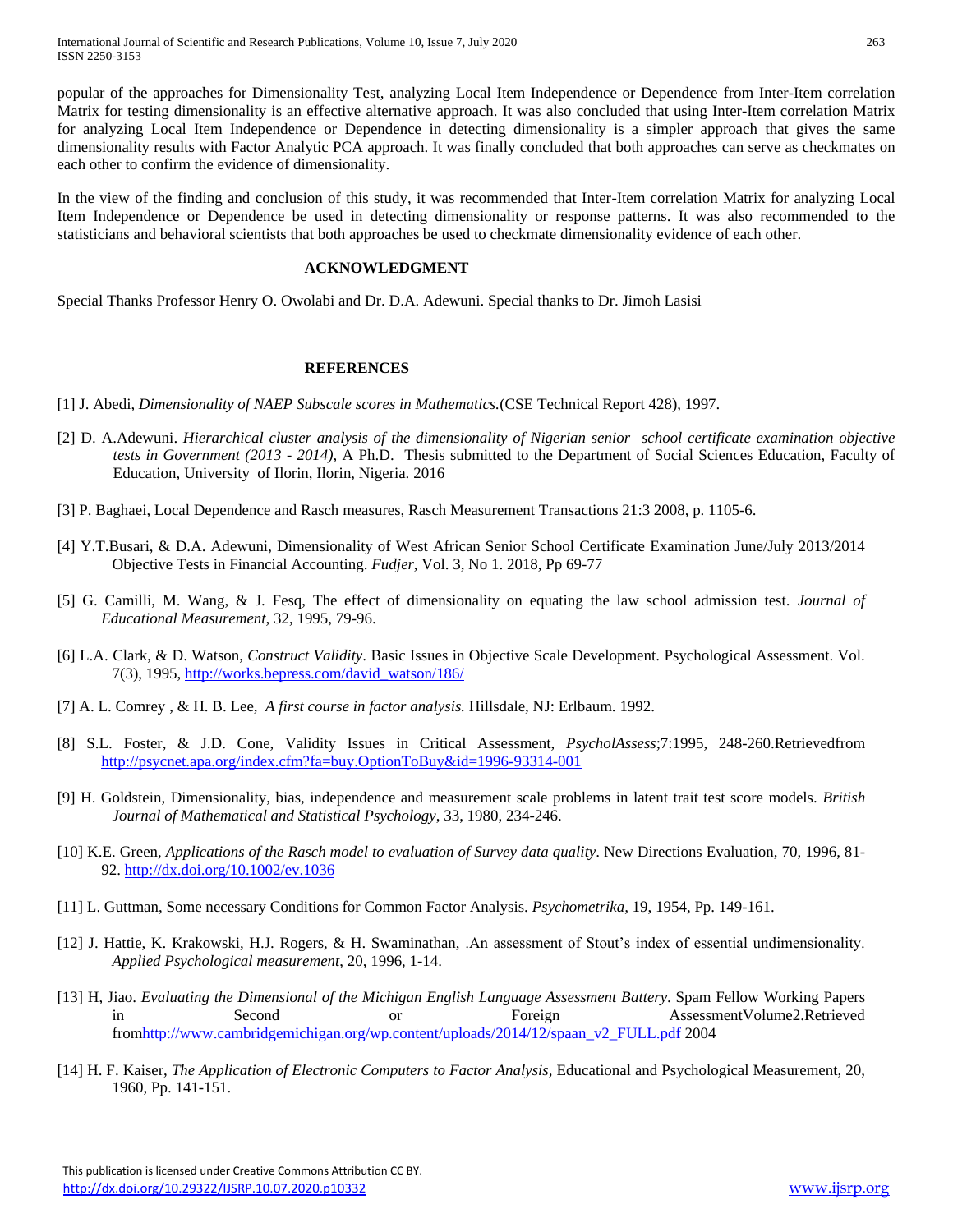popular of the approaches for Dimensionality Test, analyzing Local Item Independence or Dependence from Inter-Item correlation Matrix for testing dimensionality is an effective alternative approach. It was also concluded that using Inter-Item correlation Matrix for analyzing Local Item Independence or Dependence in detecting dimensionality is a simpler approach that gives the same dimensionality results with Factor Analytic PCA approach. It was finally concluded that both approaches can serve as checkmates on each other to confirm the evidence of dimensionality.

In the view of the finding and conclusion of this study, it was recommended that Inter-Item correlation Matrix for analyzing Local Item Independence or Dependence be used in detecting dimensionality or response patterns. It was also recommended to the statisticians and behavioral scientists that both approaches be used to checkmate dimensionality evidence of each other.

## ACKNOWLEDGMENT

Special Thanks Professor Henry O. Owolabi and Dr. D.A. Adewuni. Special thanks to Dr. Jimoh Lasisi

## REFERENCES

[1] J. Abedi, *Dimensionality of NAEP Subscale scores in Mathematics.*(CSE Technical Report 428), 1997.

[2] D. A.Adewuni. *Hierarchical cluster analysis of the dimensionality of Nigerian senior school certificate examination objective tests in Government (2013 - 2014),* A Ph.D. Thesis submitted to the Department of Social Sciences Education, Faculty of Education, University of Ilorin, Ilorin, Nigeria. 2016

[3] P. Baghaei, Local Dependence and Rasch measures, Rasch Measurement Transactions 21:3 2008, p. 1105-6.

[4] Y.T.Busari, & D.A. Adewuni, Dimensionality of West African Senior School Certificate Examination June/July 2013/2014 Objective Tests in Financial Accounting. *Fudjer*, Vol. 3, No 1. 2018, Pp 69-77

[5] G. Camilli, M. Wang, & J. Fesq, The effect of dimensionality on equating the law school admission test. *Journal of Educational Measurement,* 32, 1995, 79-96.

[6] L.A. Clark, & D. Watson, *Construct Validity*. Basic Issues in Objective Scale Development. Psychological Assessment. Vol. 7(3), 1995, http://works.bepress.com/david_watson/186/

[7] A. L. Comrey , & H. B. Lee, *A first course in factor analysis.* Hillsdale, NJ: Erlbaum. 1992.

[8] S.L. Foster, & J.D. Cone, Validity Issues in Critical Assessment, *PsycholAssess*;7:1995, 248-260.Retrievedfrom http://psycnet.apa.org/index.cfm?fa=buy.OptionToBuy&id=1996-93314-001

[9] H. Goldstein, Dimensionality, bias, independence and measurement scale problems in latent trait test score models. *British Journal of Mathematical and Statistical Psychology*, 33, 1980, 234-246.

[10] K.E. Green, *Applications of the Rasch model to evaluation of Survey data quality*. New Directions Evaluation, 70, 1996, 81-92. http://dx.doi.org/10.1002/ev.1036

[11] L. Guttman, Some necessary Conditions for Common Factor Analysis. *Psychometrika,* 19, 1954, Pp. 149-161.

[12] J. Hattie, K. Krakowski, H.J. Rogers, & H. Swaminathan, .An assessment of Stout's index of essential undimensionality. *Applied Psychological measurement*, 20, 1996, 1-14.

[13] H, Jiao. *Evaluating the Dimensional of the Michigan English Language Assessment Battery*. Spam Fellow Working Papers in Second or Foreign AssessmentVolume2.Retrieved fromhttp://www.cambridgemichigan.org/wp.content/uploads/2014/12/spaan_v2_FULL.pdf 2004

[14] H. F. Kaiser, *The Application of Electronic Computers to Factor Analysis,* Educational and Psychological Measurement, 20, 1960, Pp. 141-151.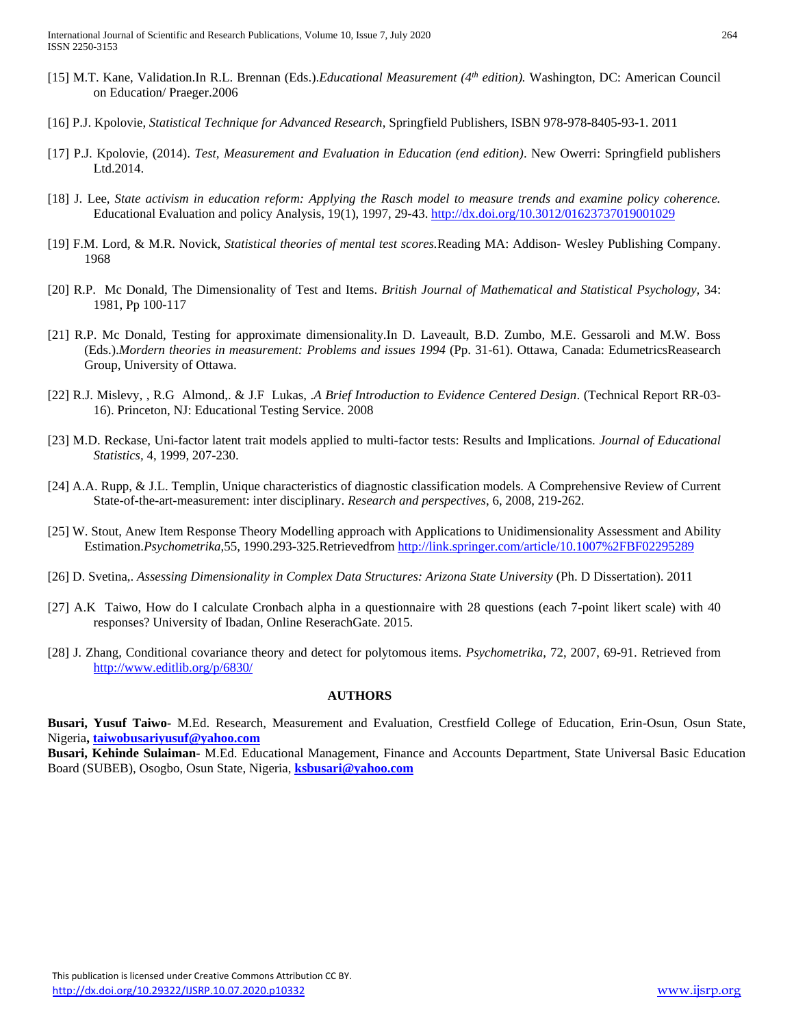[15] M.T. Kane, Validation.In R.L. Brennan (Eds.).*Educational Measurement (4th edition).* Washington, DC: American Council on Education/ Praeger.2006

[16] P.J. Kpolovie, *Statistical Technique for Advanced Research*, Springfield Publishers, ISBN 978-978-8405-93-1. 2011

[17] P.J. Kpolovie, (2014). *Test, Measurement and Evaluation in Education (end edition)*. New Owerri: Springfield publishers Ltd.2014.

[18] J. Lee, *State activism in education reform: Applying the Rasch model to measure trends and examine policy coherence.* Educational Evaluation and policy Analysis, 19(1), 1997, 29-43. http://dx.doi.org/10.3012/01623737019001029

[19] F.M. Lord, & M.R. Novick, *Statistical theories of mental test scores.*Reading MA: Addison- Wesley Publishing Company. 1968

[20] R.P. Mc Donald, The Dimensionality of Test and Items. *British Journal of Mathematical and Statistical Psychology,* 34: 1981, Pp 100-117

[21] R.P. Mc Donald, Testing for approximate dimensionality.In D. Laveault, B.D. Zumbo, M.E. Gessaroli and M.W. Boss (Eds.).*Mordern theories in measurement: Problems and issues 1994* (Pp. 31-61). Ottawa, Canada: EdumetricsReasearch Group, University of Ottawa.

[22] R.J. Mislevy, , R.G Almond,. & J.F Lukas, .*A Brief Introduction to Evidence Centered Design*. (Technical Report RR-03-16). Princeton, NJ: Educational Testing Service. 2008

[23] M.D. Reckase, Uni-factor latent trait models applied to multi-factor tests: Results and Implications. *Journal of Educational Statistics*, 4, 1999, 207-230.

[24] A.A. Rupp, & J.L. Templin, Unique characteristics of diagnostic classification models. A Comprehensive Review of Current State-of-the-art-measurement: inter disciplinary. *Research and perspectives*, 6, 2008, 219-262.

[25] W. Stout, Anew Item Response Theory Modelling approach with Applications to Unidimensionality Assessment and Ability Estimation.*Psychometrika*,55, 1990.293-325.Retrievedfrom http://link.springer.com/article/10.1007%2FBF02295289

[26] D. Svetina,. *Assessing Dimensionality in Complex Data Structures: Arizona State University* (Ph. D Dissertation). 2011

[27] A.K Taiwo, How do I calculate Cronbach alpha in a questionnaire with 28 questions (each 7-point likert scale) with 40 responses? University of Ibadan, Online ReserachGate. 2015.

[28] J. Zhang, Conditional covariance theory and detect for polytomous items. *Psychometrika*, 72, 2007, 69-91. Retrieved from http://www.editlib.org/p/6830/

## AUTHORS

**Busari, Yusuf Taiwo-** M.Ed. Research, Measurement and Evaluation, Crestfield College of Education, Erin-Osun, Osun State, Nigeria**, taiwobusariyusuf@yahoo.com**

**Busari, Kehinde Sulaiman-** M.Ed. Educational Management, Finance and Accounts Department, State Universal Basic Education Board (SUBEB), Osogbo, Osun State, Nigeria, **ksbusari@yahoo.com**

This publication is licensed under Creative Commons Attribution CC BY.
http://dx.doi.org/10.29322/IJSRP.10.07.2020.p10332